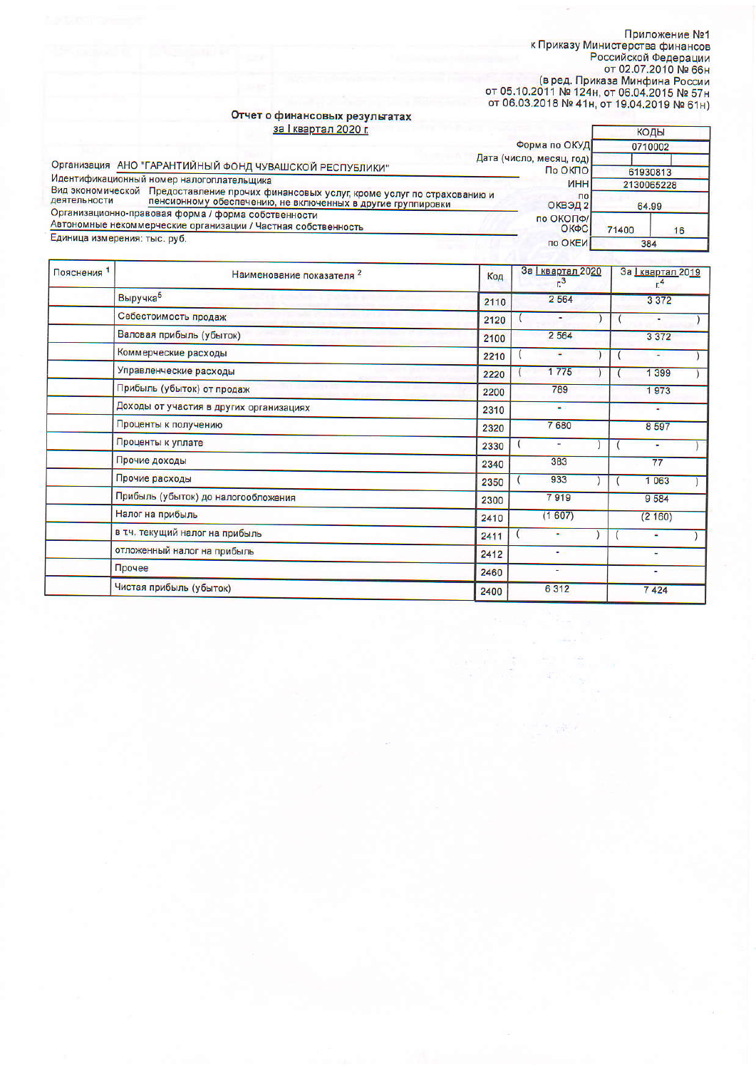Приложение №1
к Приказу Министерства финансов
Российской Федерации
от 02.07.2010 № 66н
(в ред. Приказа Минфина России
от 05.10.2011 № 124н, от 06.04.2015 № 57н
от 06.03.2018 № 41н, от 19.04.2019 № 61н)

## Отчет о финансовых результатах
за I квартал 2020 г.

| | | КОДЫ | |
|---|---|---|---|
| | Форма по ОКУД | 0710002 | |
| | Дата (число, месяц, год) | | |
| Организация АНО "ГАРАНТИЙНЫЙ ФОНД ЧУВАШСКОЙ РЕСПУБЛИКИ" | По ОКПО | 61930813 | |
| Идентификационный номер налогоплательщика | ИНН | 2130065228 | |
| Вид экономической деятельности: Предоставление прочих финансовых услуг, кроме услуг по страхованию и пенсионному обеспечению, не включенных в другие группировки | по ОКВЭД 2 | 64.99 | |
| Организационно-правовая форма / форма собственности: Автономные некоммерческие организации / Частная собственность | по ОКОПФ/ОКФС | 71400 | 16 |
| Единица измерения: тыс. руб. | по ОКЕИ | 384 | |

| Пояснения [1] | Наименование показателя [2] | Код | За I квартал 2020 г.[3] | За I квартал 2019 г.[4] |
|---|---|---|---|---|
| | Выручка[5] | 2110 | 2 564 | 3 372 |
| | Себестоимость продаж | 2120 | ( - ) | ( - ) |
| | Валовая прибыль (убыток) | 2100 | 2 564 | 3 372 |
| | Коммерческие расходы | 2210 | ( - ) | ( - ) |
| | Управленческие расходы | 2220 | ( 1 775 ) | ( 1 399 ) |
| | Прибыль (убыток) от продаж | 2200 | 789 | 1 973 |
| | Доходы от участия в других организациях | 2310 | - | - |
| | Проценты к получению | 2320 | 7 680 | 8 597 |
| | Проценты к уплате | 2330 | ( - ) | ( - ) |
| | Прочие доходы | 2340 | 383 | 77 |
| | Прочие расходы | 2350 | ( 933 ) | ( 1 063 ) |
| | Прибыль (убыток) до налогообложения | 2300 | 7 919 | 9 584 |
| | Налог на прибыль | 2410 | (1 607) | (2 160) |
| | в т.ч. текущий налог на прибыль | 2411 | ( - ) | ( - ) |
| | отложенный налог на прибыль | 2412 | - | - |
| | Прочее | 2460 | - | - |
| | Чистая прибыль (убыток) | 2400 | 6 312 | 7 424 |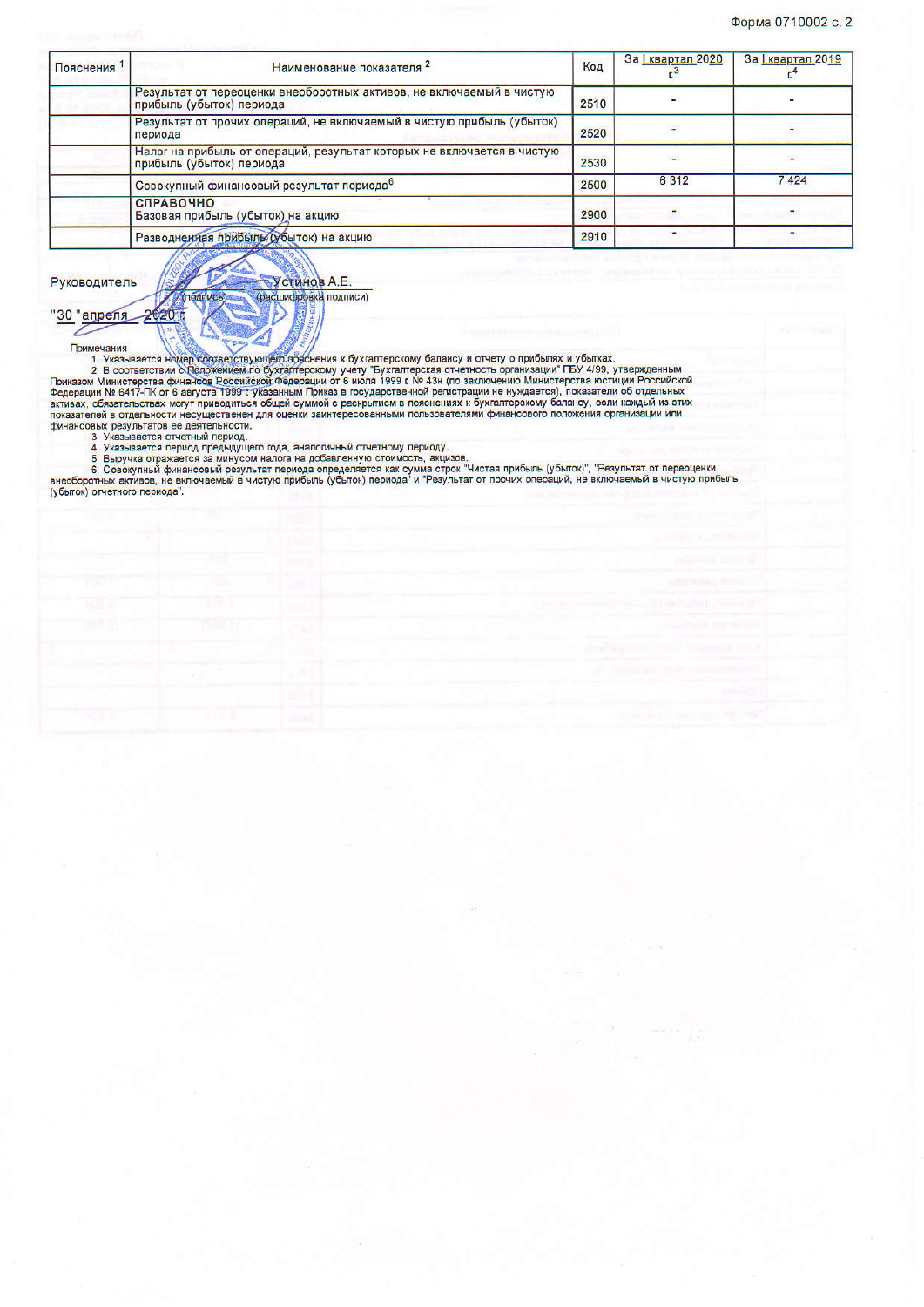Форма 0710002 с. 2

| Пояснения [1] | Наименование показателя [2] | Код | За I квартал 2020 г.[3] | За I квартал 2019 г.[4] |
|---|---|---|---|---|
| | Результат от переоценки внеоборотных активов, не включаемый в чистую прибыль (убыток) периода | 2510 | - | - |
| | Результат от прочих операций, не включаемый в чистую прибыль (убыток) периода | 2520 | - | - |
| | Налог на прибыль от операций, результат которых не включается в чистую прибыль (убыток) периода | 2530 | - | - |
| | Совокупный финансовый результат периода[6] | 2500 | 6 312 | 7 424 |
| | **СПРАВОЧНО** Базовая прибыль (убыток) на акцию | 2900 | - | - |
| | Разводненная прибыль (убыток) на акцию | 2910 | - | - |

Руководитель ____________ (подпись) Устинов А.Е. (расшифровка подписи)

"30" апреля 2020 г.

Примечания

1. Указывается номер соответствующего пояснения к бухгалтерскому балансу и отчету о прибылях и убытках.
2. В соответствии с Положением по бухгалтерскому учету "Бухгалтерская отчетность организации" ПБУ 4/99, утвержденным Приказом Министерства финансов Российской Федерации от 6 июля 1999 г. № 43н (по заключению Министерства юстиции Российской Федерации № 6417-ПК от 6 августа 1999 г. указанный Приказ в государственной регистрации не нуждается), показатели об отдельных активах, обязательствах могут приводиться общей суммой с раскрытием в пояснениях к бухгалтерскому балансу, если каждый из этих показателей в отдельности несущественен для оценки заинтересованными пользователями финансового положения организации или финансовых результатов ее деятельности.
3. Указывается отчетный период.
4. Указывается период предыдущего года, аналогичный отчетному периоду.
5. Выручка отражается за минусом налога на добавленную стоимость, акцизов.
6. Совокупный финансовый результат периода определяется как сумма строк "Чистая прибыль (убыток)", "Результат от переоценки внеоборотных активов, не включаемый в чистую прибыль (убыток) периода" и "Результат от прочих операций, не включаемый в чистую прибыль (убыток) отчетного периода".